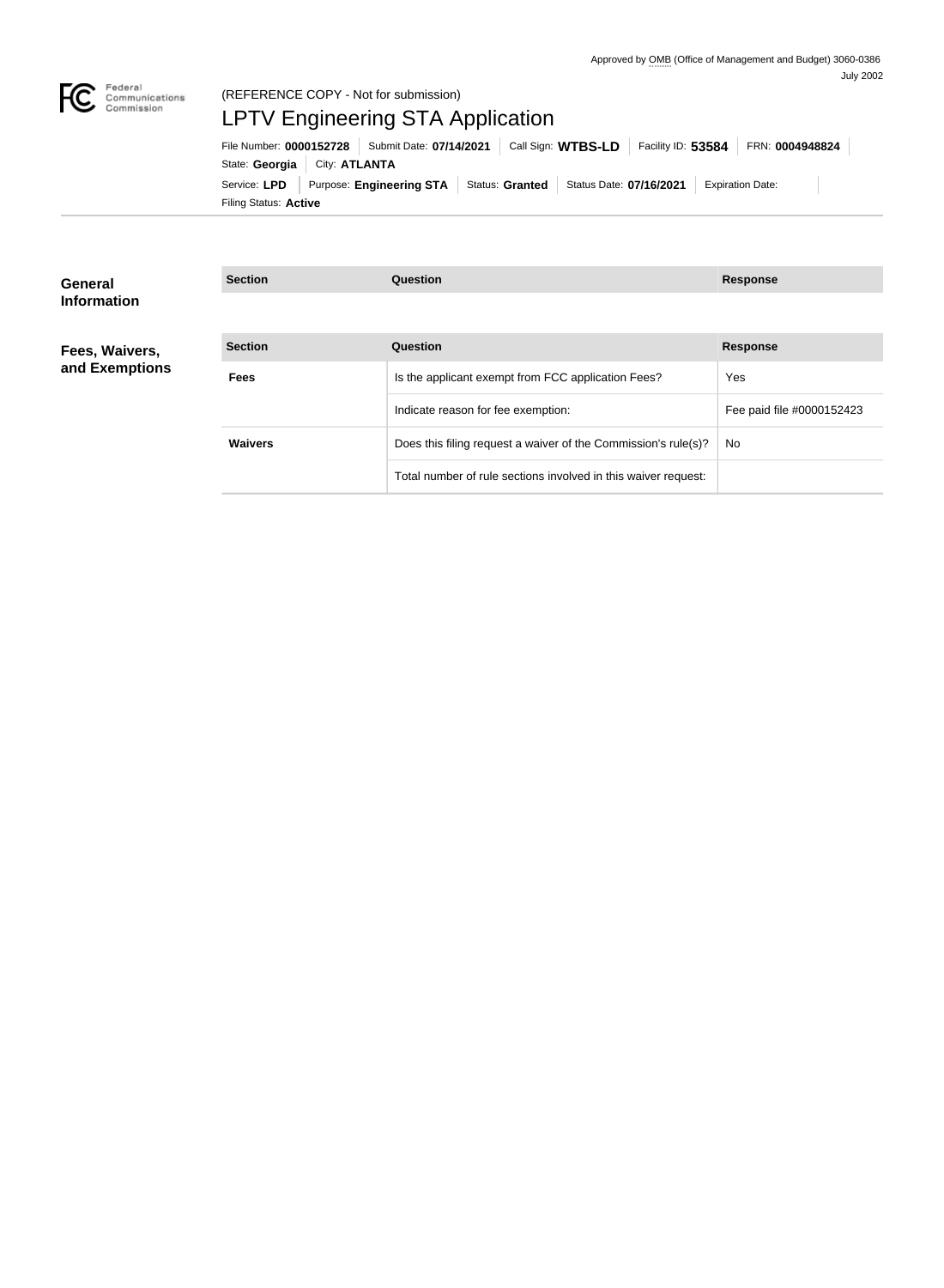Approved by OMB (Office of Management and Budget) 3060-0386
July 2002

Federal Communications Commission

(REFERENCE COPY - Not for submission)

# LPTV Engineering STA Application

File Number: **0000152728** | Submit Date: **07/14/2021** | Call Sign: **WTBS-LD** | Facility ID: **53584** | FRN: **0004948824**

State: **Georgia** | City: **ATLANTA**

Service: **LPD** | Purpose: **Engineering STA** | Status: **Granted** | Status Date: **07/16/2021** | Expiration Date:

Filing Status: **Active**

## General Information

| Section | Question | Response |
| --- | --- | --- |

## Fees, Waivers, and Exemptions

| Section | Question | Response |
| --- | --- | --- |
| **Fees** | Is the applicant exempt from FCC application Fees? | Yes |
| | Indicate reason for fee exemption: | Fee paid file #0000152423 |
| **Waivers** | Does this filing request a waiver of the Commission's rule(s)? | No |
| | Total number of rule sections involved in this waiver request: | |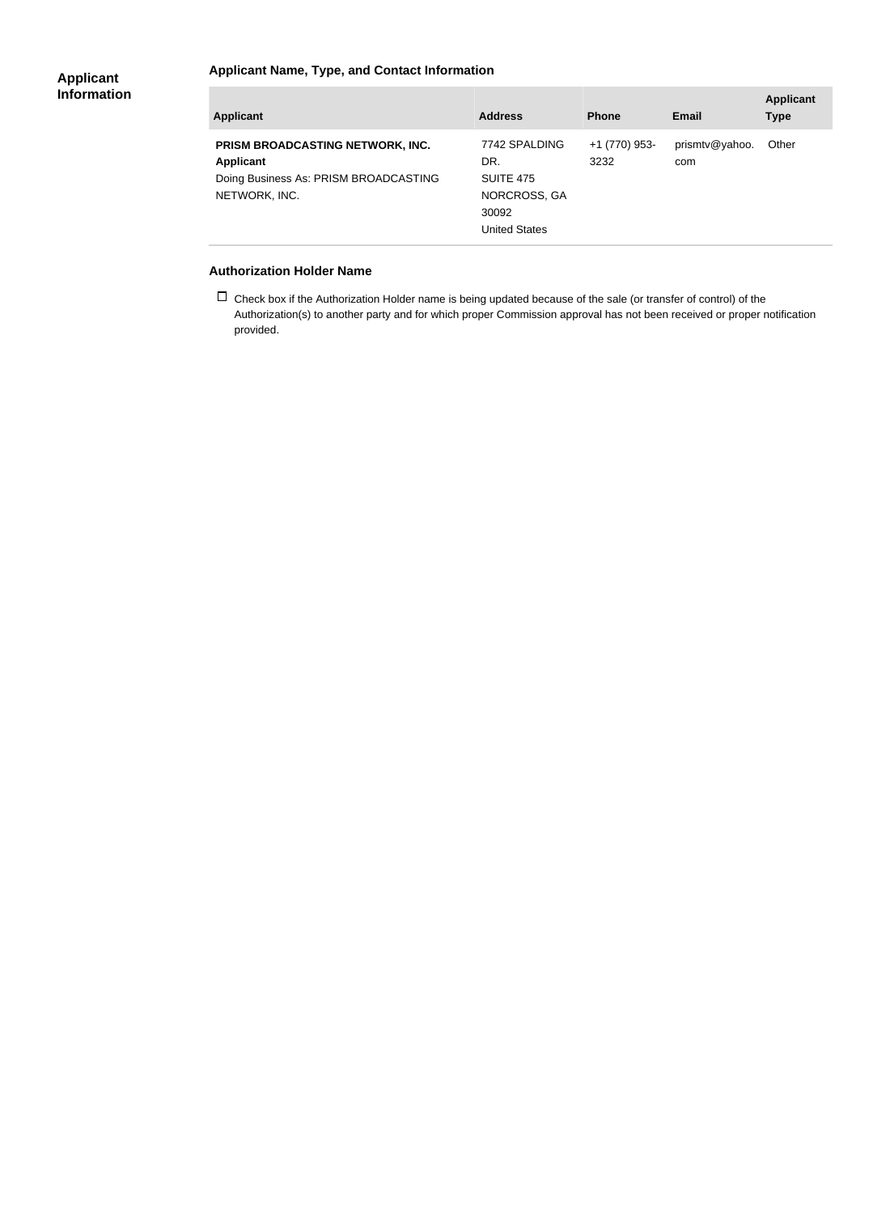## Applicant Information

### Applicant Name, Type, and Contact Information

| Applicant | Address | Phone | Email | Applicant Type |
|---|---|---|---|---|
| **PRISM BROADCASTING NETWORK, INC.** **Applicant** Doing Business As: PRISM BROADCASTING NETWORK, INC. | 7742 SPALDING DR. SUITE 475 NORCROSS, GA 30092 United States | +1 (770) 953-3232 | prismtv@yahoo.com | Other |

### Authorization Holder Name

☐ Check box if the Authorization Holder name is being updated because of the sale (or transfer of control) of the Authorization(s) to another party and for which proper Commission approval has not been received or proper notification provided.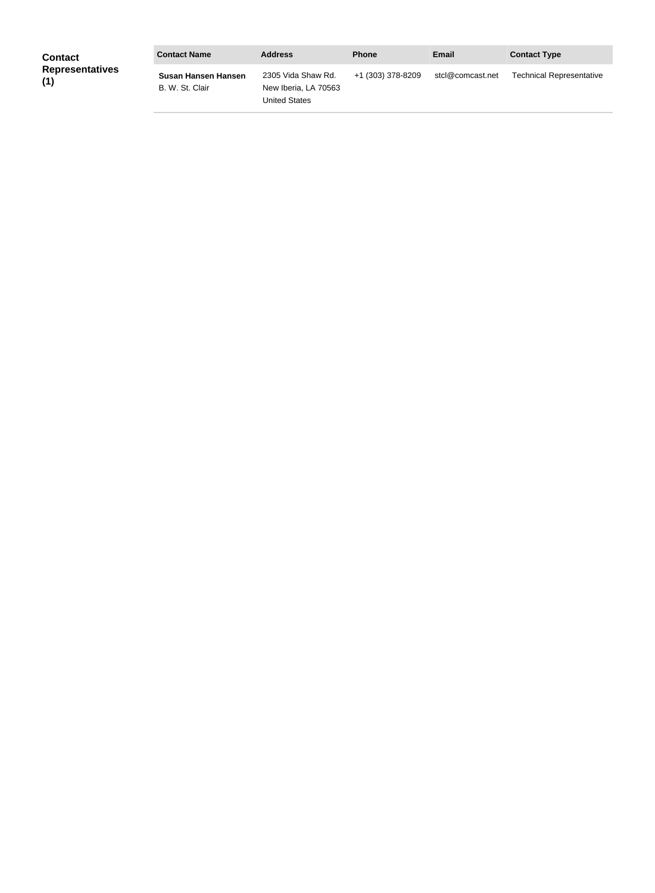**Contact Representatives (1)**

| Contact Name | Address | Phone | Email | Contact Type |
|---|---|---|---|---|
| **Susan Hansen Hansen**<br>B. W. St. Clair | 2305 Vida Shaw Rd.<br>New Iberia, LA 70563<br>United States | +1 (303) 378-8209 | stcl@comcast.net | Technical Representative |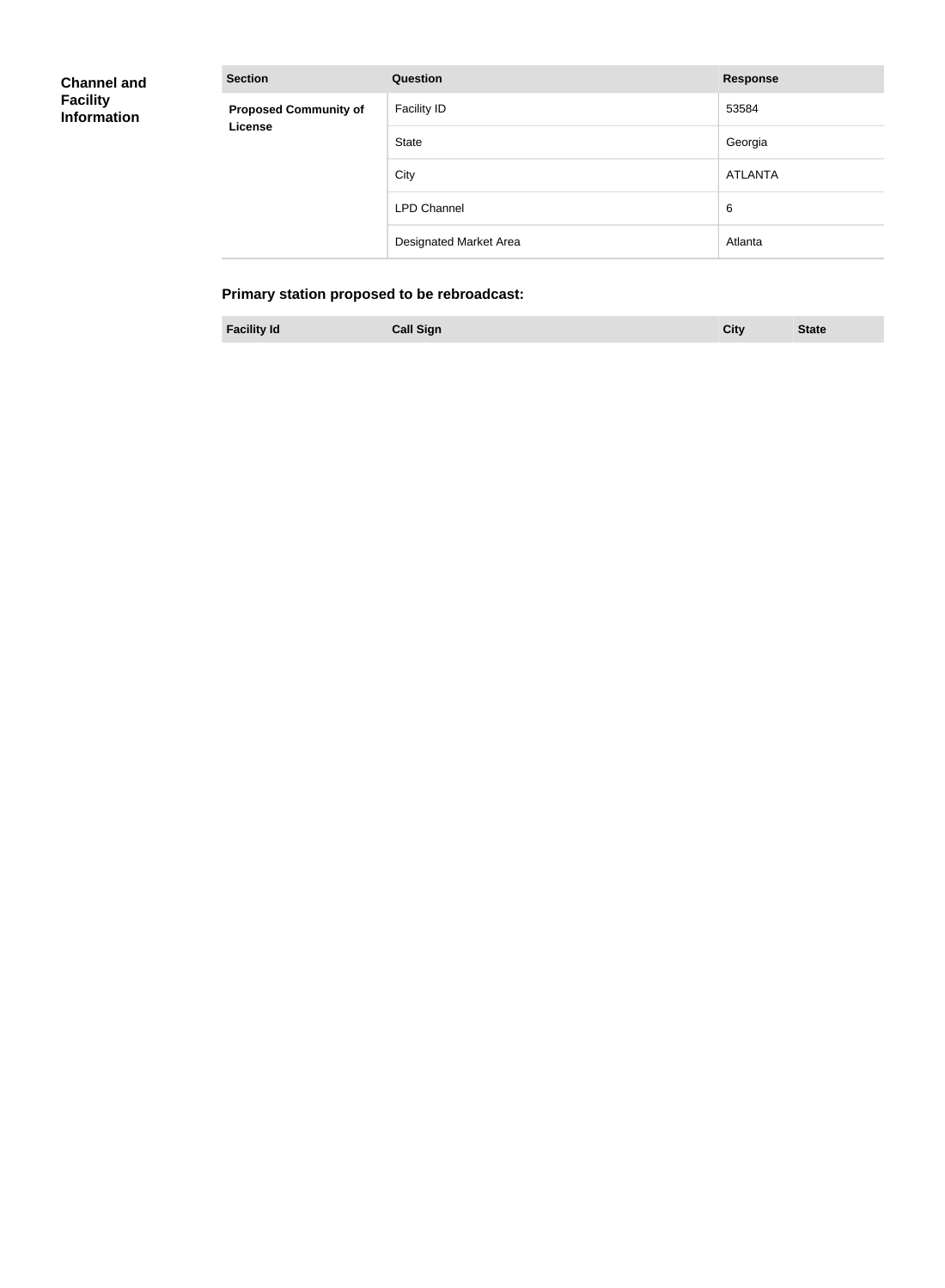## Channel and Facility Information

| Section | Question | Response |
| --- | --- | --- |
| **Proposed Community of License** | Facility ID | 53584 |
| | State | Georgia |
| | City | ATLANTA |
| | LPD Channel | 6 |
| | Designated Market Area | Atlanta |

### Primary station proposed to be rebroadcast:

| Facility Id | Call Sign | City | State |
| --- | --- | --- | --- |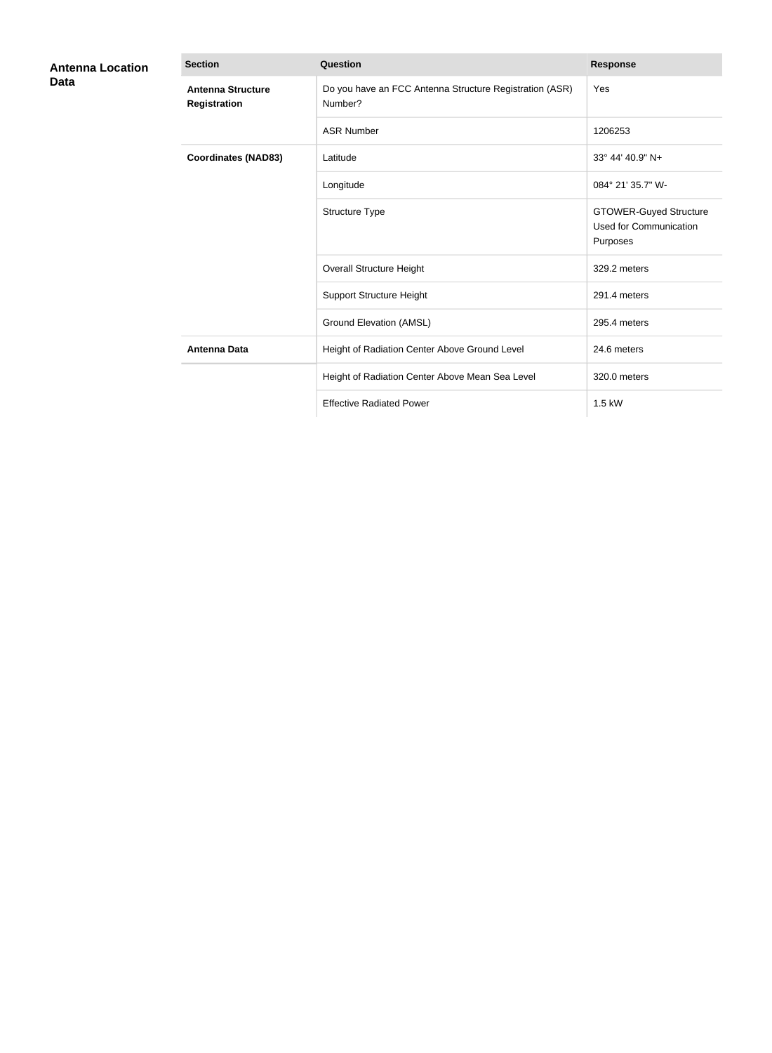**Antenna Location Data**

| Section | Question | Response |
|---|---|---|
| **Antenna Structure Registration** | Do you have an FCC Antenna Structure Registration (ASR) Number? | Yes |
| | ASR Number | 1206253 |
| **Coordinates (NAD83)** | Latitude | 33° 44' 40.9" N+ |
| | Longitude | 084° 21' 35.7" W- |
| | Structure Type | GTOWER-Guyed Structure Used for Communication Purposes |
| | Overall Structure Height | 329.2 meters |
| | Support Structure Height | 291.4 meters |
| | Ground Elevation (AMSL) | 295.4 meters |
| **Antenna Data** | Height of Radiation Center Above Ground Level | 24.6 meters |
| | Height of Radiation Center Above Mean Sea Level | 320.0 meters |
| | Effective Radiated Power | 1.5 kW |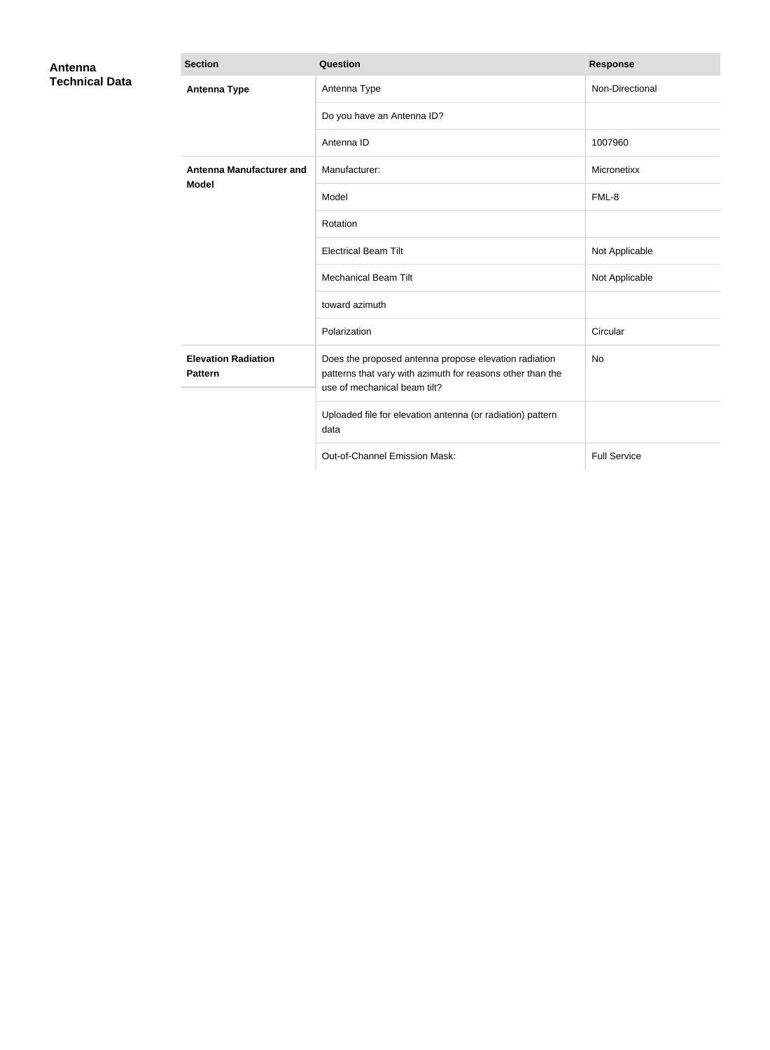## Antenna Technical Data

| Section | Question | Response |
|---|---|---|
| **Antenna Type** | Antenna Type | Non-Directional |
| | Do you have an Antenna ID? | |
| | Antenna ID | 1007960 |
| **Antenna Manufacturer and Model** | Manufacturer: | Micronetixx |
| | Model | FML-8 |
| | Rotation | |
| | Electrical Beam Tilt | Not Applicable |
| | Mechanical Beam Tilt | Not Applicable |
| | toward azimuth | |
| | Polarization | Circular |
| **Elevation Radiation Pattern** | Does the proposed antenna propose elevation radiation patterns that vary with azimuth for reasons other than the use of mechanical beam tilt? | No |
| | Uploaded file for elevation antenna (or radiation) pattern data | |
| | Out-of-Channel Emission Mask: | Full Service |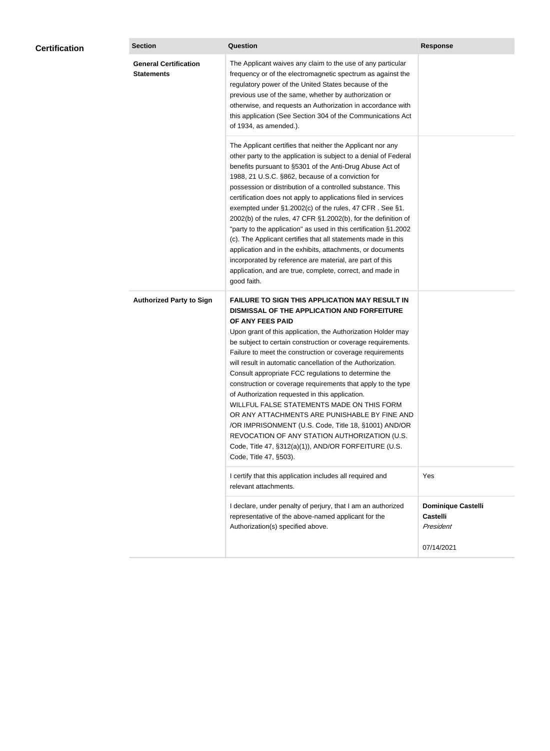## Certification

| Section | Question | Response |
|---|---|---|
| **General Certification Statements** | The Applicant waives any claim to the use of any particular frequency or of the electromagnetic spectrum as against the regulatory power of the United States because of the previous use of the same, whether by authorization or otherwise, and requests an Authorization in accordance with this application (See Section 304 of the Communications Act of 1934, as amended.). | |
| | The Applicant certifies that neither the Applicant nor any other party to the application is subject to a denial of Federal benefits pursuant to §5301 of the Anti-Drug Abuse Act of 1988, 21 U.S.C. §862, because of a conviction for possession or distribution of a controlled substance. This certification does not apply to applications filed in services exempted under §1.2002(c) of the rules, 47 CFR . See §1.2002(b) of the rules, 47 CFR §1.2002(b), for the definition of "party to the application" as used in this certification §1.2002(c). The Applicant certifies that all statements made in this application and in the exhibits, attachments, or documents incorporated by reference are material, are part of this application, and are true, complete, correct, and made in good faith. | |
| **Authorized Party to Sign** | **FAILURE TO SIGN THIS APPLICATION MAY RESULT IN DISMISSAL OF THE APPLICATION AND FORFEITURE OF ANY FEES PAID** Upon grant of this application, the Authorization Holder may be subject to certain construction or coverage requirements. Failure to meet the construction or coverage requirements will result in automatic cancellation of the Authorization. Consult appropriate FCC regulations to determine the construction or coverage requirements that apply to the type of Authorization requested in this application. WILLFUL FALSE STATEMENTS MADE ON THIS FORM OR ANY ATTACHMENTS ARE PUNISHABLE BY FINE AND /OR IMPRISONMENT (U.S. Code, Title 18, §1001) AND/OR REVOCATION OF ANY STATION AUTHORIZATION (U.S. Code, Title 47, §312(a)(1)), AND/OR FORFEITURE (U.S. Code, Title 47, §503). | |
| | I certify that this application includes all required and relevant attachments. | Yes |
| | I declare, under penalty of perjury, that I am an authorized representative of the above-named applicant for the Authorization(s) specified above. | **Dominique Castelli Castelli** *President* 07/14/2021 |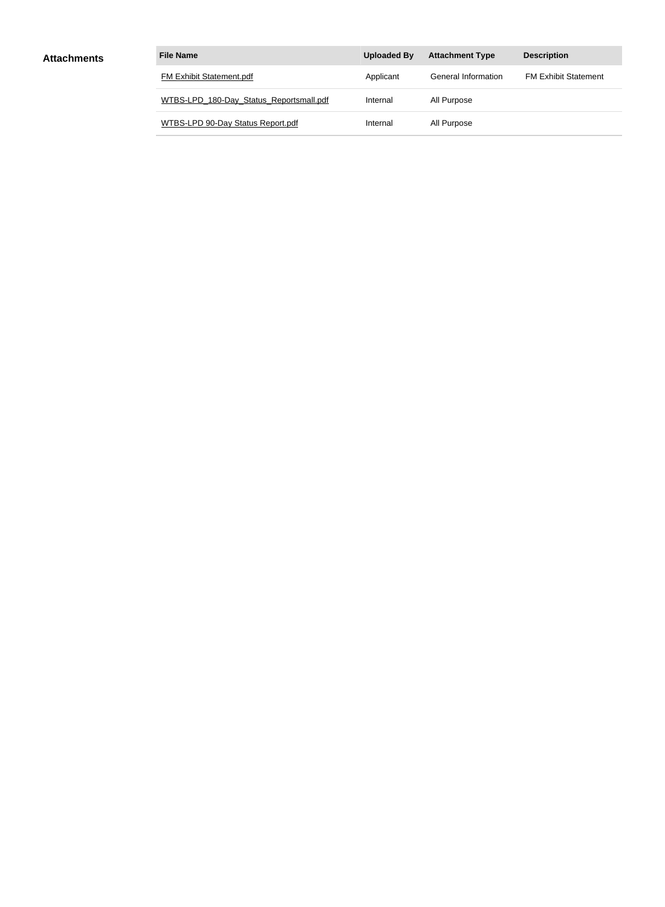## Attachments

| File Name | Uploaded By | Attachment Type | Description |
|---|---|---|---|
| FM Exhibit Statement.pdf | Applicant | General Information | FM Exhibit Statement |
| WTBS-LPD_180-Day_Status_Reportsmall.pdf | Internal | All Purpose | |
| WTBS-LPD 90-Day Status Report.pdf | Internal | All Purpose | |